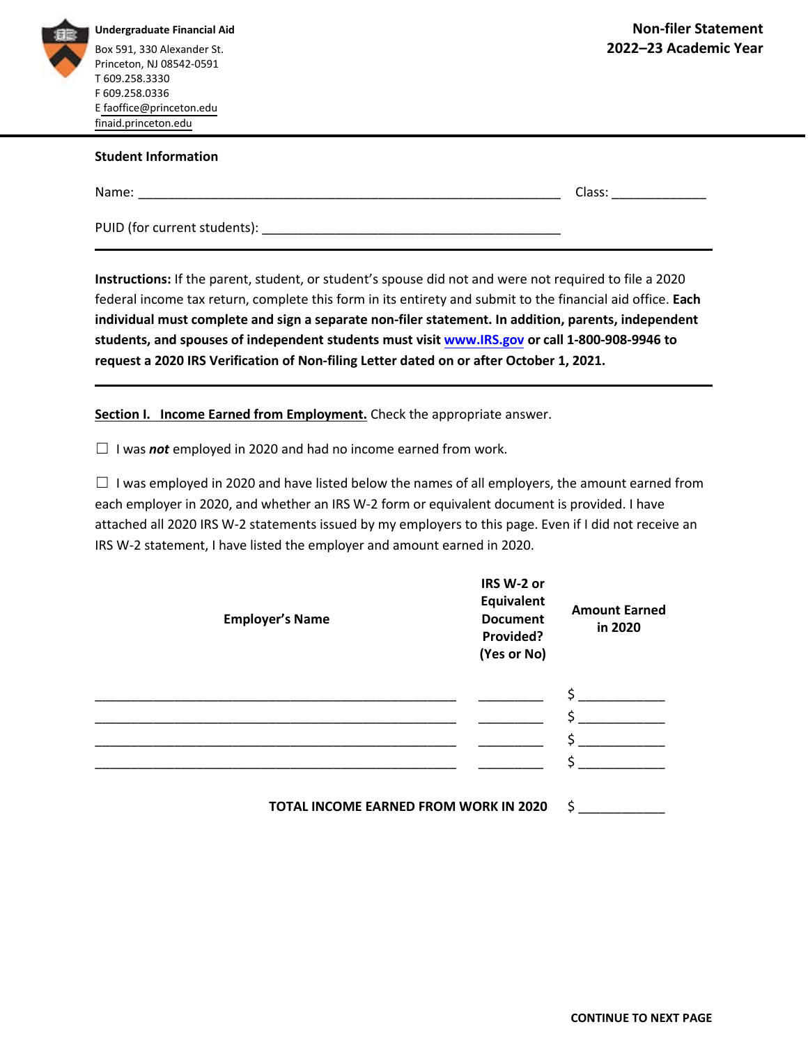**Undergraduate Financial Aid**
Box 591, 330 Alexander St.
Princeton, NJ 08542-0591
T 609.258.3330
F 609.258.0336
E faoffice@princeton.edu
finaid.princeton.edu

# Non-filer Statement
## 2022–23 Academic Year

---

**Student Information**

Name: ____________________________________________________________ Class: _____________

PUID (for current students): ___________________________________________

---

**Instructions:** If the parent, student, or student's spouse did not and were not required to file a 2020 federal income tax return, complete this form in its entirety and submit to the financial aid office. **Each individual must complete and sign a separate non-filer statement. In addition, parents, independent students, and spouses of independent students must visit www.IRS.gov or call 1-800-908-9946 to request a 2020 IRS Verification of Non-filing Letter dated on or after October 1, 2021.**

---

**Section I. Income Earned from Employment.** Check the appropriate answer.

☐ I was ***not*** employed in 2020 and had no income earned from work.

☐ I was employed in 2020 and have listed below the names of all employers, the amount earned from each employer in 2020, and whether an IRS W-2 form or equivalent document is provided. I have attached all 2020 IRS W-2 statements issued by my employers to this page. Even if I did not receive an IRS W-2 statement, I have listed the employer and amount earned in 2020.

| Employer's Name | IRS W-2 or Equivalent Document Provided? (Yes or No) | Amount Earned in 2020 |
|---|---|---|
| ___________________________________________________ | _________ | $ ____________ |
| ___________________________________________________ | _________ | $ ____________ |
| ___________________________________________________ | _________ | $ ____________ |
| ___________________________________________________ | _________ | $ ____________ |

**TOTAL INCOME EARNED FROM WORK IN 2020** $ ____________

**CONTINUE TO NEXT PAGE**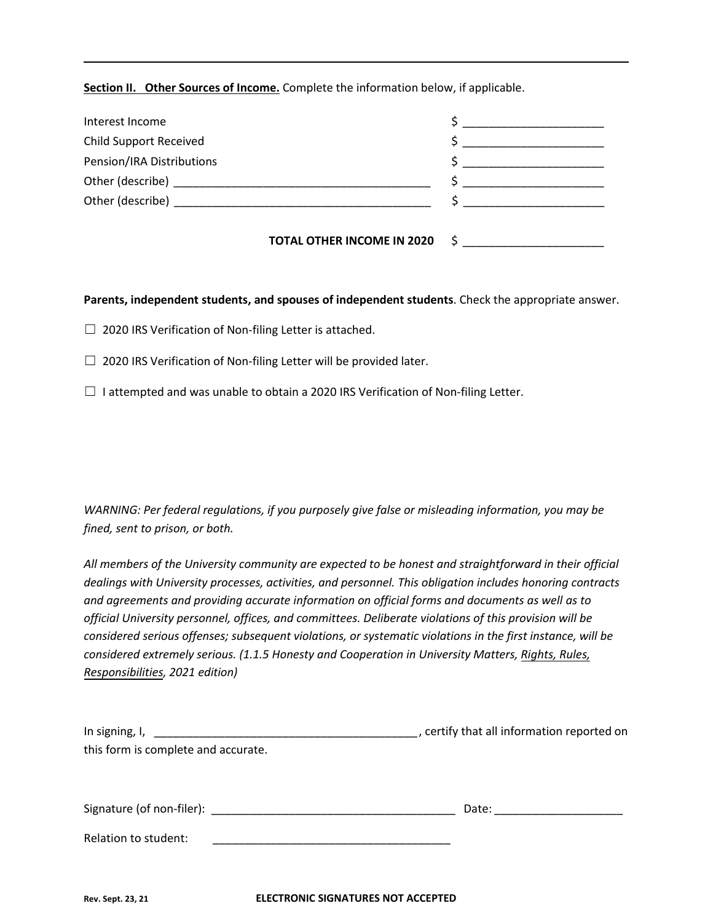---

**<u>Section II. Other Sources of Income.</u>** Complete the information below, if applicable.

| | |
|---|---|
| Interest Income | $ ______________________ |
| Child Support Received | $ ______________________ |
| Pension/IRA Distributions | $ ______________________ |
| Other (describe) __________________________________________ | $ ______________________ |
| Other (describe) __________________________________________ | $ ______________________ |
| **TOTAL OTHER INCOME IN 2020** | $ ______________________ |

**Parents, independent students, and spouses of independent students**. Check the appropriate answer.

☐ 2020 IRS Verification of Non-filing Letter is attached.

☐ 2020 IRS Verification of Non-filing Letter will be provided later.

☐ I attempted and was unable to obtain a 2020 IRS Verification of Non-filing Letter.

*WARNING: Per federal regulations, if you purposely give false or misleading information, you may be fined, sent to prison, or both.*

*All members of the University community are expected to be honest and straightforward in their official dealings with University processes, activities, and personnel. This obligation includes honoring contracts and agreements and providing accurate information on official forms and documents as well as to official University personnel, offices, and committees. Deliberate violations of this provision will be considered serious offenses; subsequent violations, or systematic violations in the first instance, will be considered extremely serious. (1.1.5 Honesty and Cooperation in University Matters, <u>Rights, Rules, Responsibilities</u>, 2021 edition)*

In signing, I, ___________________________________________, certify that all information reported on this form is complete and accurate.

Signature (of non-filer): _______________________________________ Date: ____________________

Relation to student: _______________________________________

Rev. Sept. 23, 21 **ELECTRONIC SIGNATURES NOT ACCEPTED**